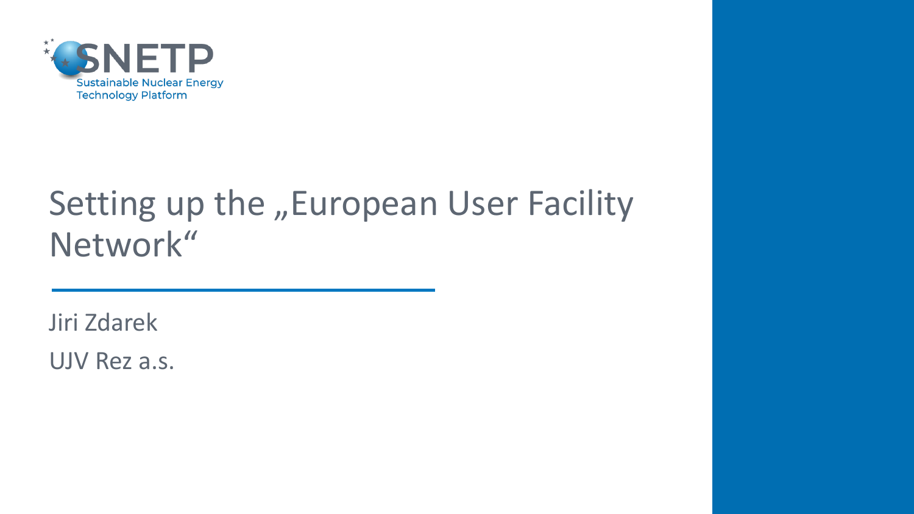SNETP

Sustainable Nuclear Energy Technology Platform

# Setting up the „European User Facility Network“

Jiri Zdarek

UJV Rez a.s.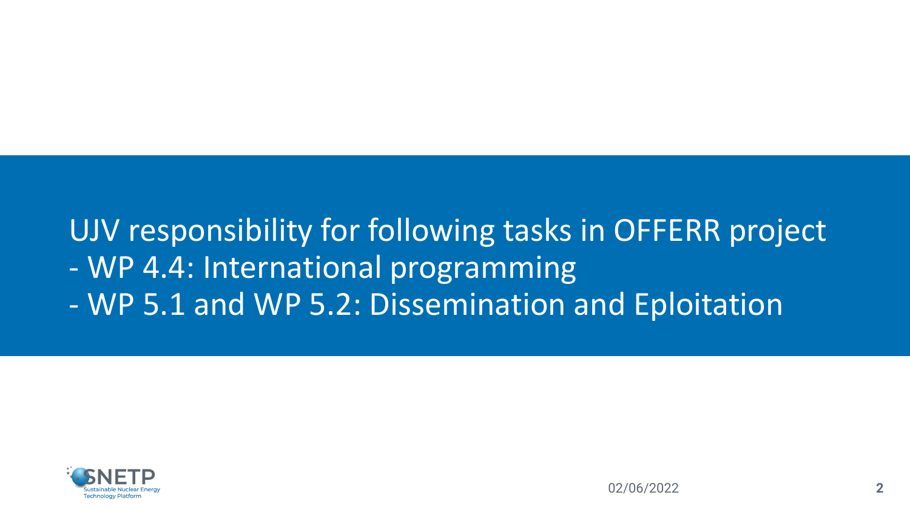UJV responsibility for following tasks in OFFERR project

- WP 4.4: International programming
- WP 5.1 and WP 5.2: Dissemination and Eploitation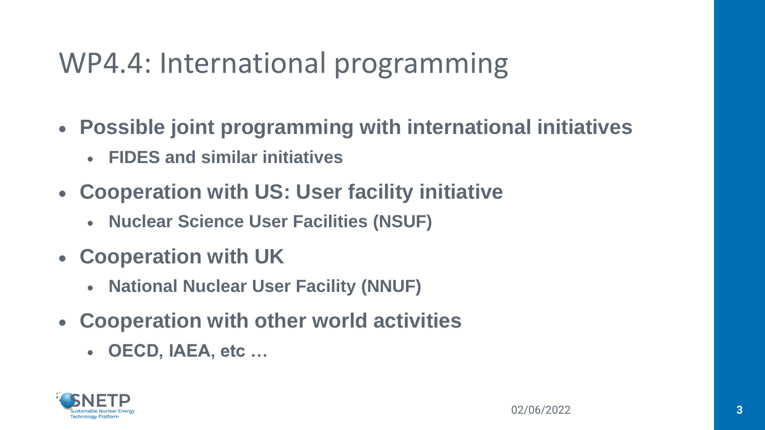# WP4.4: International programming

- **Possible joint programming with international initiatives**
  - **FIDES and similar initiatives**
- **Cooperation with US: User facility initiative**
  - **Nuclear Science User Facilities (NSUF)**
- **Cooperation with UK**
  - **National Nuclear User Facility (NNUF)**
- **Cooperation with other world activities**
  - **OECD, IAEA, etc …**

02/06/2022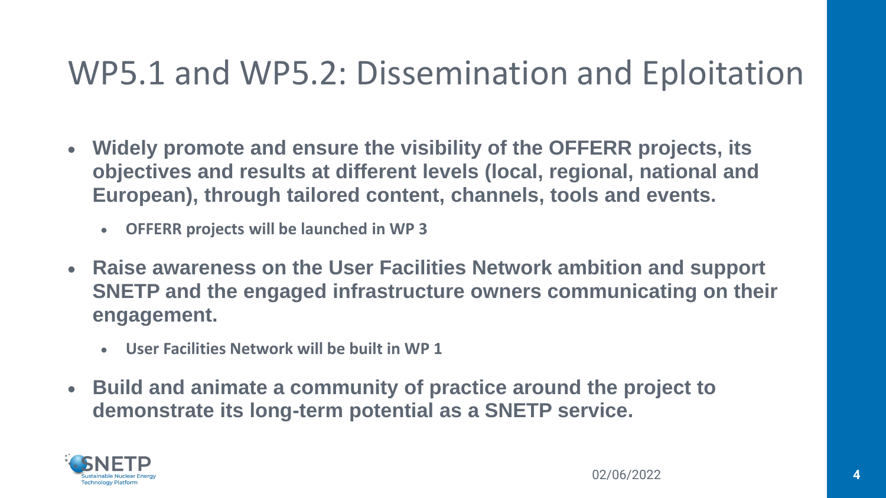# WP5.1 and WP5.2: Dissemination and Eploitation

- **Widely promote and ensure the visibility of the OFFERR projects, its objectives and results at different levels (local, regional, national and European), through tailored content, channels, tools and events.**
  - **OFFERR projects will be launched in WP 3**
- **Raise awareness on the User Facilities Network ambition and support SNETP and the engaged infrastructure owners communicating on their engagement.**
  - **User Facilities Network will be built in WP 1**
- **Build and animate a community of practice around the project to demonstrate its long-term potential as a SNETP service.**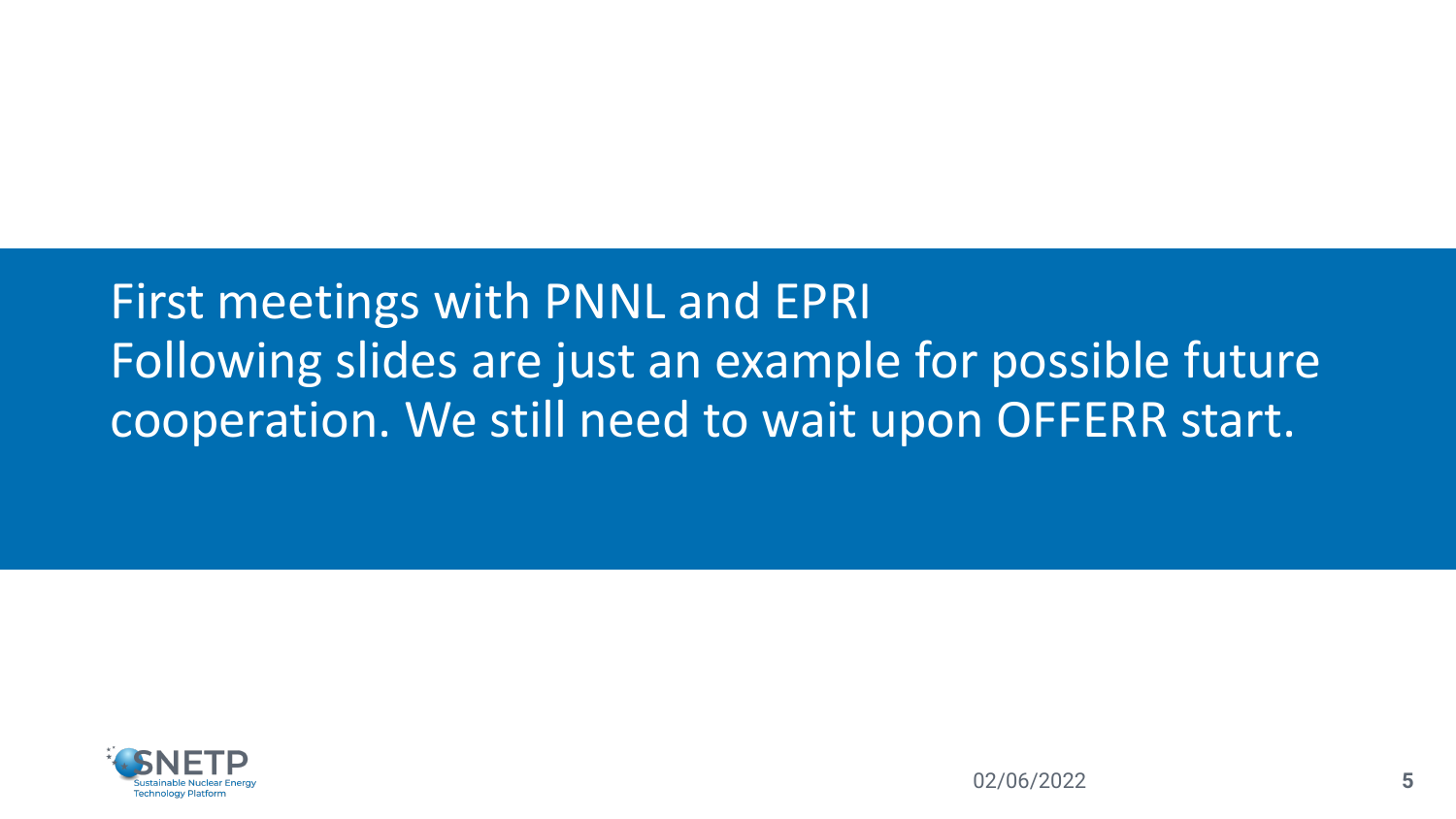First meetings with PNNL and EPRI

Following slides are just an example for possible future cooperation. We still need to wait upon OFFERR start.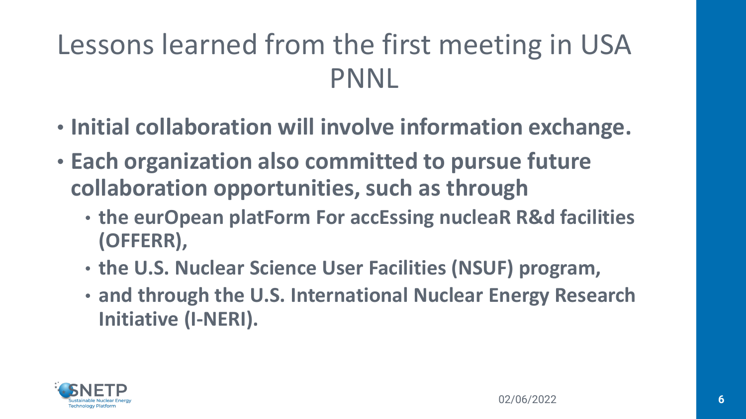# Lessons learned from the first meeting in USA PNNL

- **Initial collaboration will involve information exchange.**
- **Each organization also committed to pursue future collaboration opportunities, such as through**
  - **the eurOpean platForm For accEssing nucleaR R&d facilities (OFFERR),**
  - **the U.S. Nuclear Science User Facilities (NSUF) program,**
  - **and through the U.S. International Nuclear Energy Research Initiative (I-NERI).**

SNETP Sustainable Nuclear Energy Technology Platform

02/06/2022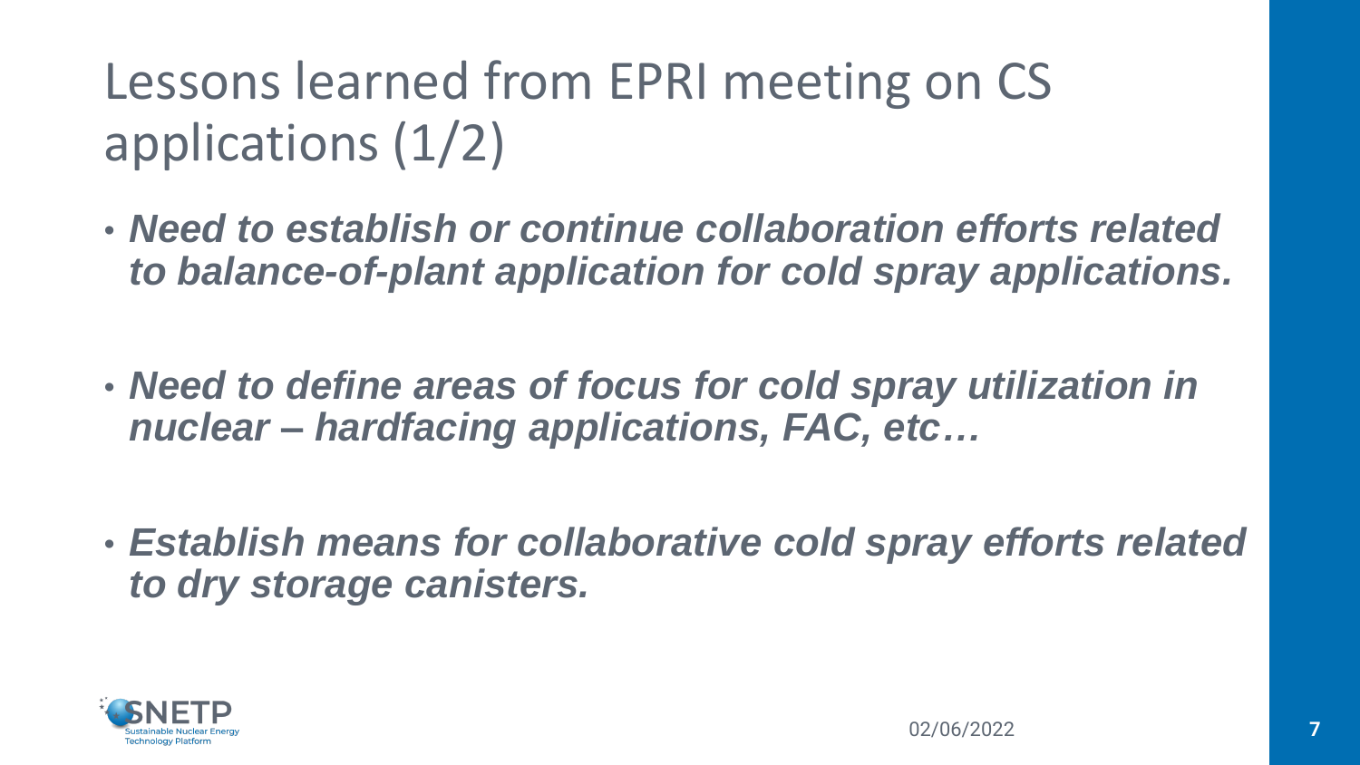# Lessons learned from EPRI meeting on CS applications (1/2)

- ***Need to establish or continue collaboration efforts related to balance-of-plant application for cold spray applications.***

- ***Need to define areas of focus for cold spray utilization in nuclear – hardfacing applications, FAC, etc…***

- ***Establish means for collaborative cold spray efforts related to dry storage canisters.***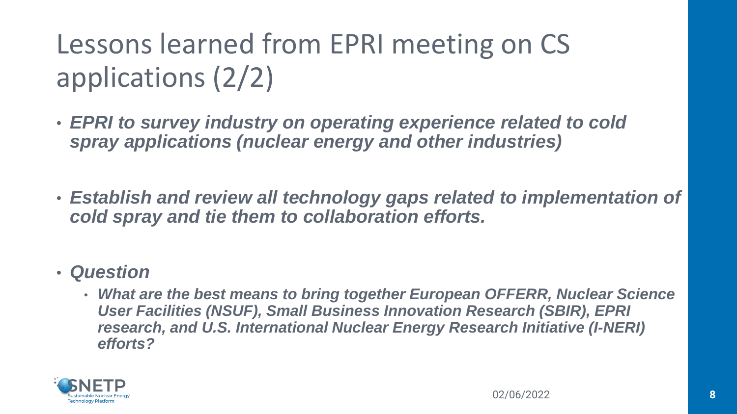# Lessons learned from EPRI meeting on CS applications (2/2)

- ***EPRI to survey industry on operating experience related to cold spray applications (nuclear energy and other industries)***
- ***Establish and review all technology gaps related to implementation of cold spray and tie them to collaboration efforts.***
- ***Question***
  - ***What are the best means to bring together European OFFERR, Nuclear Science User Facilities (NSUF), Small Business Innovation Research (SBIR), EPRI research, and U.S. International Nuclear Energy Research Initiative (I-NERI) efforts?***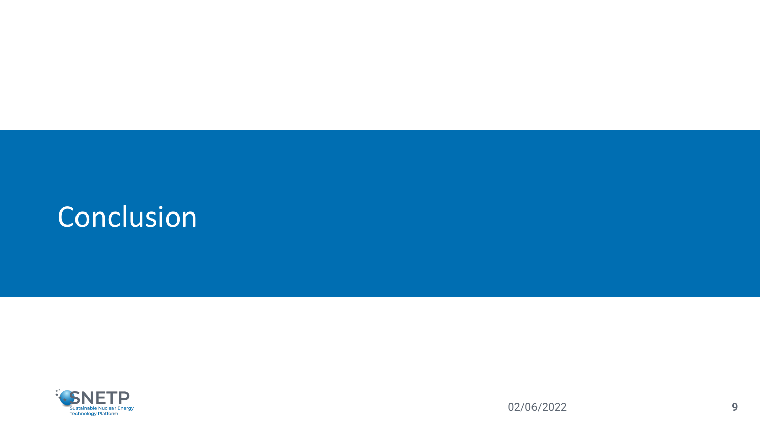# Conclusion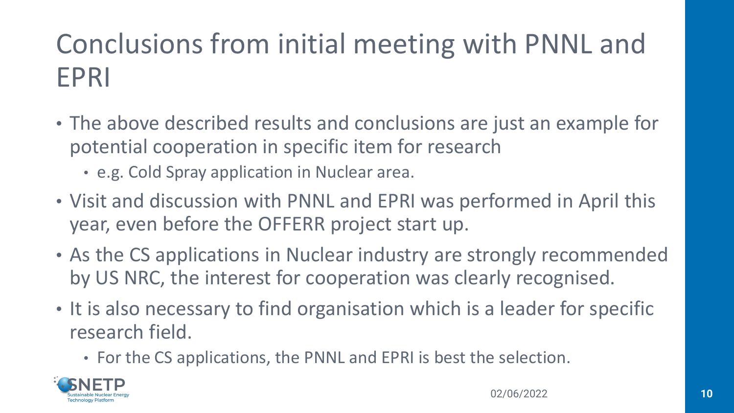# Conclusions from initial meeting with PNNL and EPRI

- The above described results and conclusions are just an example for potential cooperation in specific item for research
  - e.g. Cold Spray application in Nuclear area.
- Visit and discussion with PNNL and EPRI was performed in April this year, even before the OFFERR project start up.
- As the CS applications in Nuclear industry are strongly recommended by US NRC, the interest for cooperation was clearly recognised.
- It is also necessary to find organisation which is a leader for specific research field.
  - For the CS applications, the PNNL and EPRI is best the selection.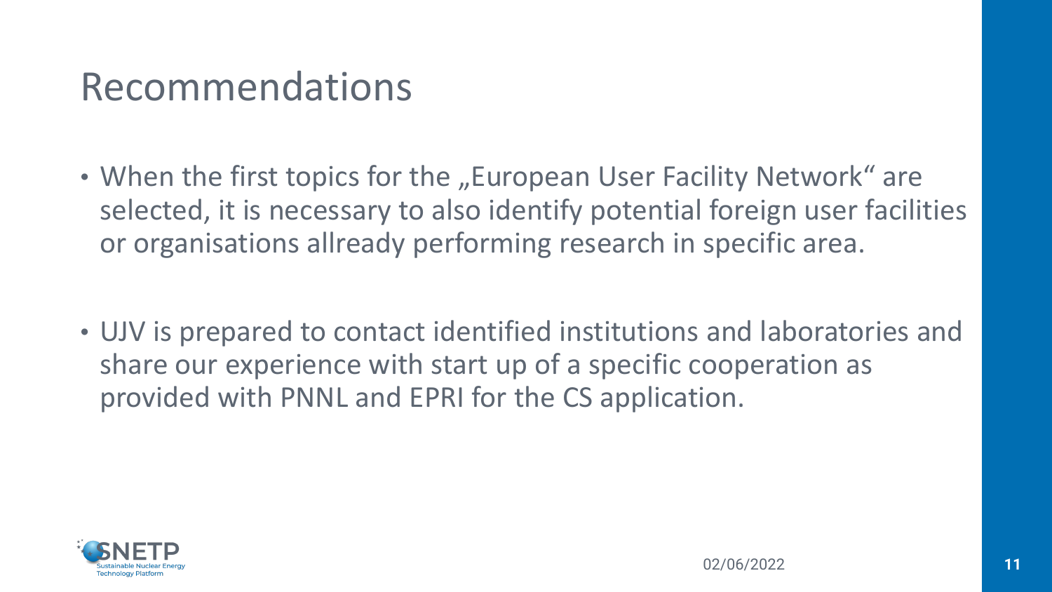# Recommendations

- When the first topics for the „European User Facility Network" are selected, it is necessary to also identify potential foreign user facilities or organisations allready performing research in specific area.

- UJV is prepared to contact identified institutions and laboratories and share our experience with start up of a specific cooperation as provided with PNNL and EPRI for the CS application.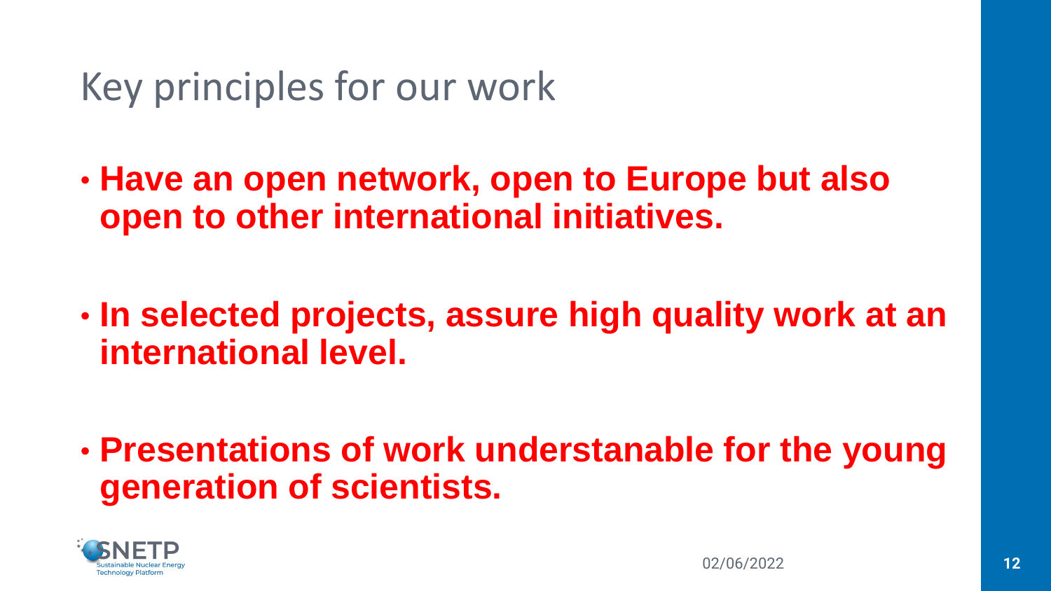# Key principles for our work

- **Have an open network, open to Europe but also open to other international initiatives.**

- **In selected projects, assure high quality work at an international level.**

- **Presentations of work understanable for the young generation of scientists.**

SNETP Sustainable Nuclear Energy Technology Platform

02/06/2022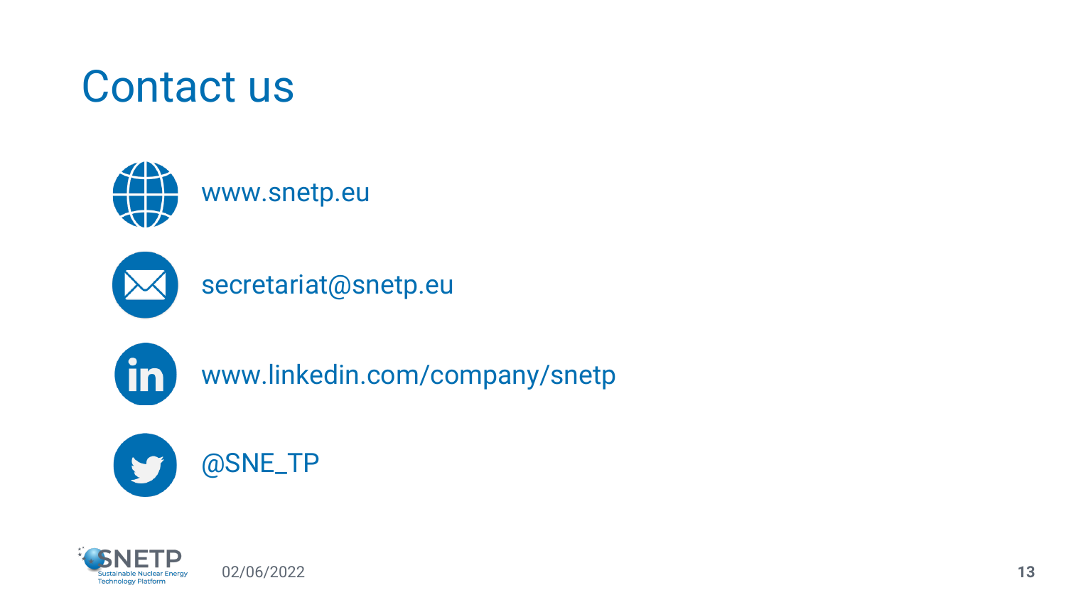# Contact us

www.snetp.eu

secretariat@snetp.eu

www.linkedin.com/company/snetp

@SNE_TP